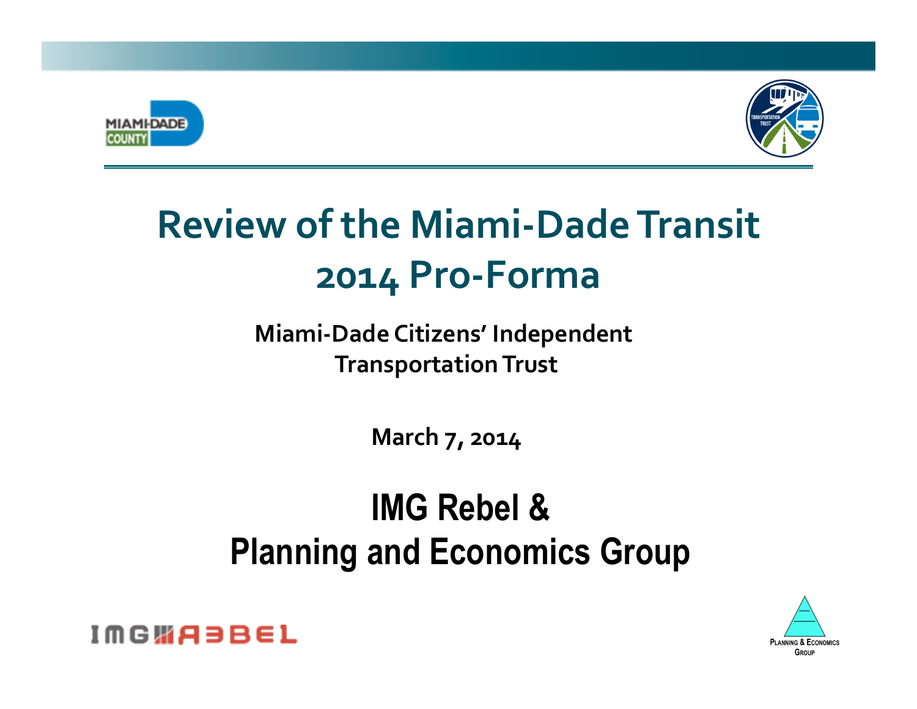# Review of the Miami-Dade Transit 2014 Pro-Forma

**Miami-Dade Citizens' Independent Transportation Trust**

**March 7, 2014**

## IMG Rebel & Planning and Economics Group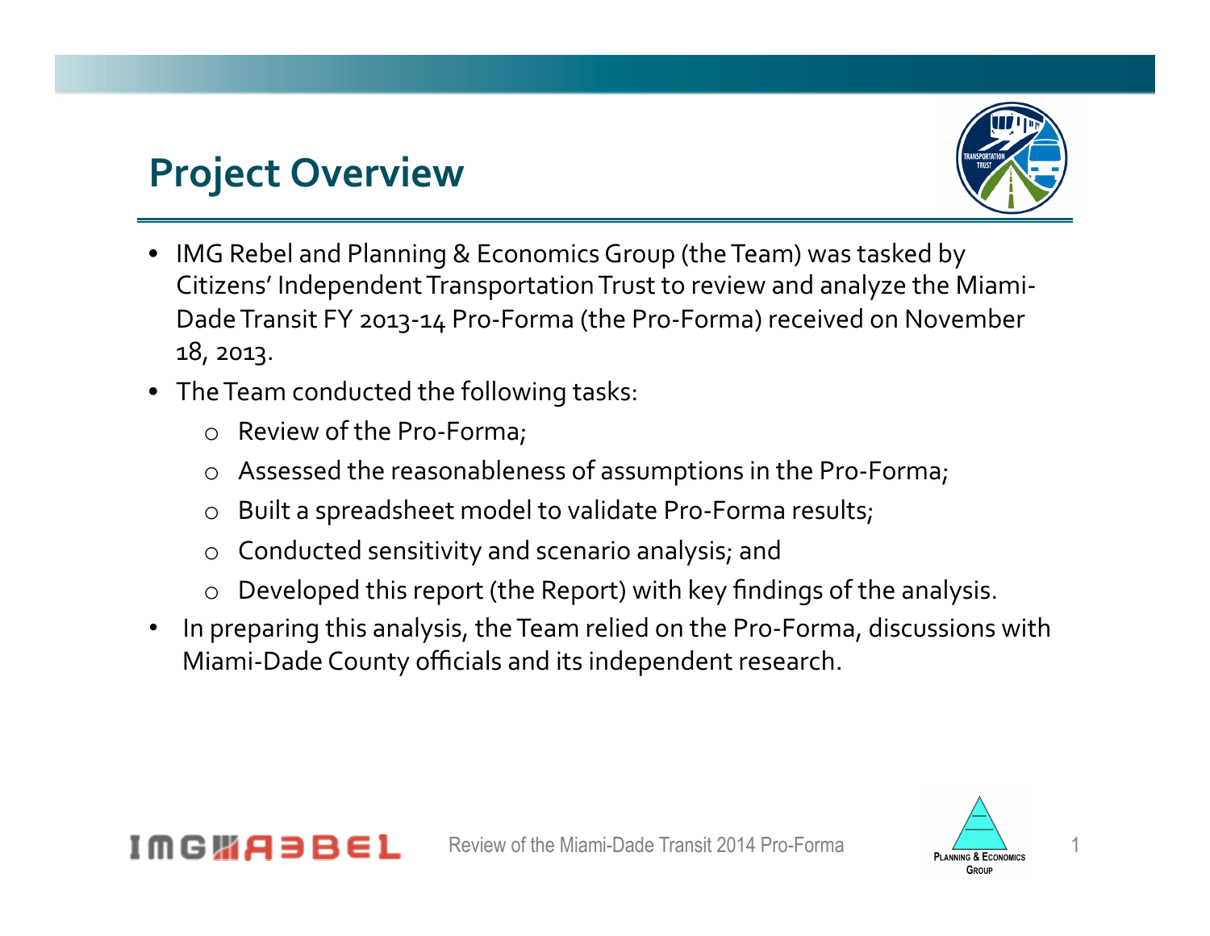# Project Overview

- IMG Rebel and Planning & Economics Group (the Team) was tasked by Citizens' Independent Transportation Trust to review and analyze the Miami-Dade Transit FY 2013-14 Pro-Forma (the Pro-Forma) received on November 18, 2013.
- The Team conducted the following tasks:
  - Review of the Pro-Forma;
  - Assessed the reasonableness of assumptions in the Pro-Forma;
  - Built a spreadsheet model to validate Pro-Forma results;
  - Conducted sensitivity and scenario analysis; and
  - Developed this report (the Report) with key findings of the analysis.
- In preparing this analysis, the Team relied on the Pro-Forma, discussions with Miami-Dade County officials and its independent research.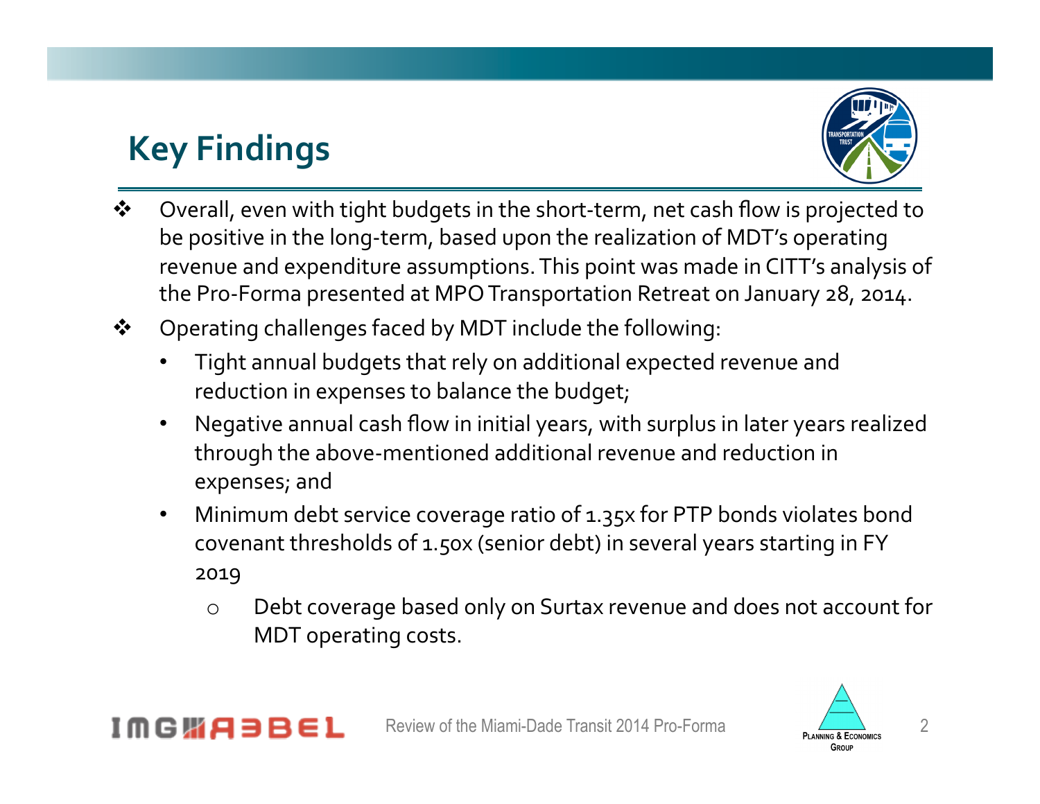# Key Findings

- Overall, even with tight budgets in the short-term, net cash flow is projected to be positive in the long-term, based upon the realization of MDT's operating revenue and expenditure assumptions. This point was made in CITT's analysis of the Pro-Forma presented at MPO Transportation Retreat on January 28, 2014.
- Operating challenges faced by MDT include the following:
  - Tight annual budgets that rely on additional expected revenue and reduction in expenses to balance the budget;
  - Negative annual cash flow in initial years, with surplus in later years realized through the above-mentioned additional revenue and reduction in expenses; and
  - Minimum debt service coverage ratio of 1.35x for PTP bonds violates bond covenant thresholds of 1.50x (senior debt) in several years starting in FY 2019
    - Debt coverage based only on Surtax revenue and does not account for MDT operating costs.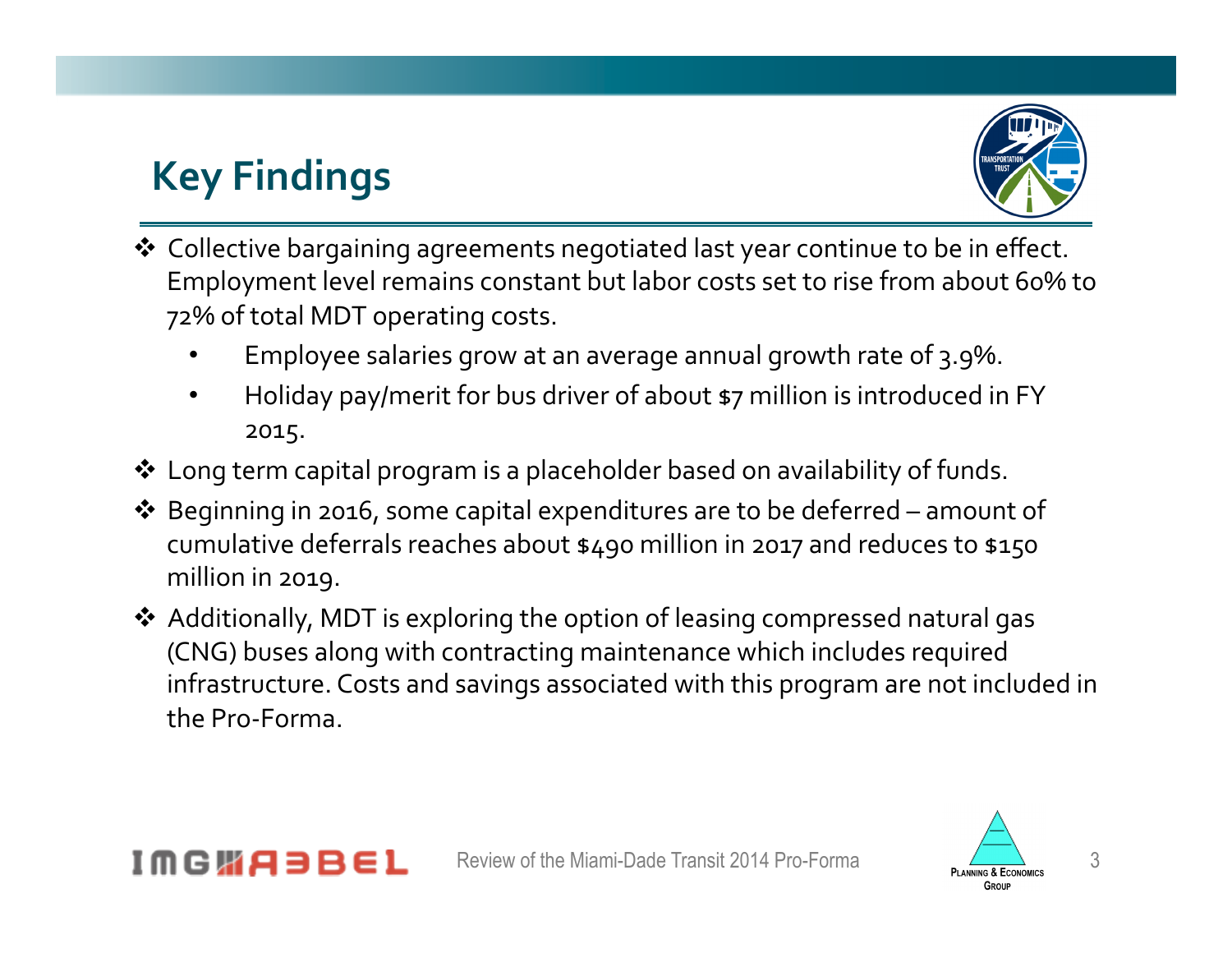# Key Findings

- Collective bargaining agreements negotiated last year continue to be in effect. Employment level remains constant but labor costs set to rise from about 60% to 72% of total MDT operating costs.
  - Employee salaries grow at an average annual growth rate of 3.9%.
  - Holiday pay/merit for bus driver of about $7 million is introduced in FY 2015.
- Long term capital program is a placeholder based on availability of funds.
- Beginning in 2016, some capital expenditures are to be deferred – amount of cumulative deferrals reaches about $490 million in 2017 and reduces to $150 million in 2019.
- Additionally, MDT is exploring the option of leasing compressed natural gas (CNG) buses along with contracting maintenance which includes required infrastructure. Costs and savings associated with this program are not included in the Pro-Forma.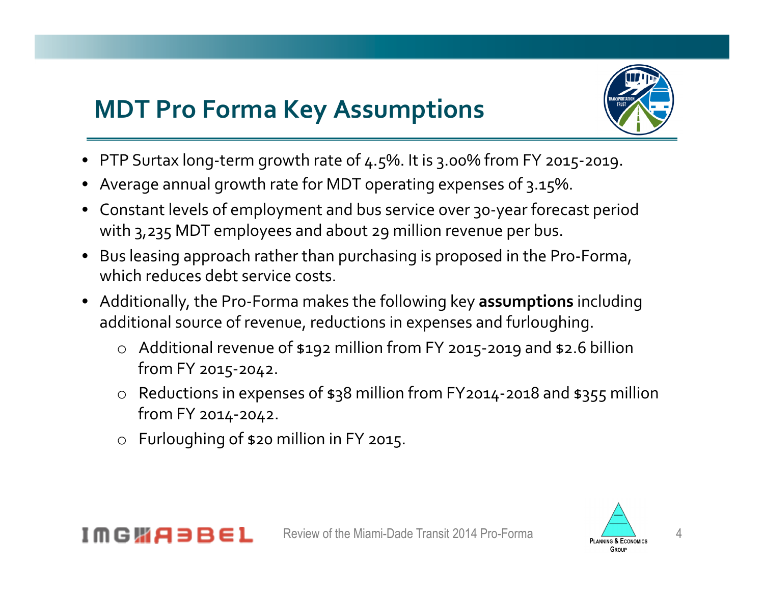# MDT Pro Forma Key Assumptions

- PTP Surtax long-term growth rate of 4.5%. It is 3.00% from FY 2015-2019.
- Average annual growth rate for MDT operating expenses of 3.15%.
- Constant levels of employment and bus service over 30-year forecast period with 3,235 MDT employees and about 29 million revenue per bus.
- Bus leasing approach rather than purchasing is proposed in the Pro-Forma, which reduces debt service costs.
- Additionally, the Pro-Forma makes the following key **assumptions** including additional source of revenue, reductions in expenses and furloughing.
  - Additional revenue of $192 million from FY 2015-2019 and $2.6 billion from FY 2015-2042.
  - Reductions in expenses of $38 million from FY2014-2018 and $355 million from FY 2014-2042.
  - Furloughing of $20 million in FY 2015.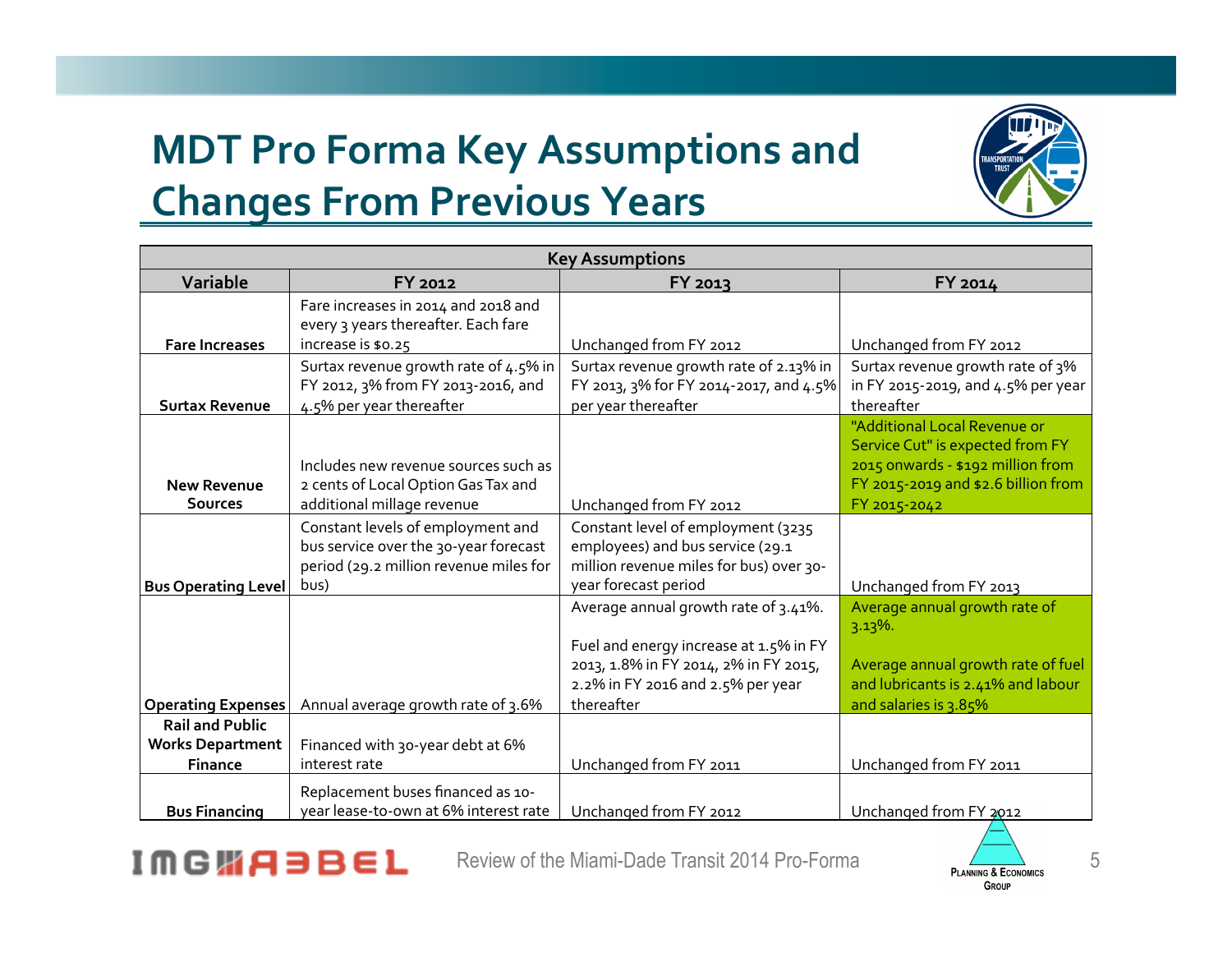# MDT Pro Forma Key Assumptions and Changes From Previous Years

| Key Assumptions | | | |
|---|---|---|---|
| **Variable** | **FY 2012** | **FY 2013** | **FY 2014** |
| **Fare Increases** | Fare increases in 2014 and 2018 and every 3 years thereafter. Each fare increase is $0.25 | Unchanged from FY 2012 | Unchanged from FY 2012 |
| **Surtax Revenue** | Surtax revenue growth rate of 4.5% in FY 2012, 3% from FY 2013-2016, and 4.5% per year thereafter | Surtax revenue growth rate of 2.13% in FY 2013, 3% for FY 2014-2017, and 4.5% per year thereafter | Surtax revenue growth rate of 3% in FY 2015-2019, and 4.5% per year thereafter |
| **New Revenue Sources** | Includes new revenue sources such as 2 cents of Local Option Gas Tax and additional millage revenue | Unchanged from FY 2012 | "Additional Local Revenue or Service Cut" is expected from FY 2015 onwards - $192 million from FY 2015-2019 and $2.6 billion from FY 2015-2042 |
| **Bus Operating Level** | Constant levels of employment and bus service over the 30-year forecast period (29.2 million revenue miles for bus) | Constant level of employment (3235 employees) and bus service (29.1 million revenue miles for bus) over 30-year forecast period | Unchanged from FY 2013 |
| **Operating Expenses** | Annual average growth rate of 3.6% | Average annual growth rate of 3.41%.<br><br>Fuel and energy increase at 1.5% in FY 2013, 1.8% in FY 2014, 2% in FY 2015, 2.2% in FY 2016 and 2.5% per year thereafter | Average annual growth rate of 3.13%.<br><br>Average annual growth rate of fuel and lubricants is 2.41% and labour and salaries is 3.85% |
| **Rail and Public Works Department Finance** | Financed with 30-year debt at 6% interest rate | Unchanged from FY 2011 | Unchanged from FY 2011 |
| **Bus Financing** | Replacement buses financed as 10-year lease-to-own at 6% interest rate | Unchanged from FY 2012 | Unchanged from FY 2012 |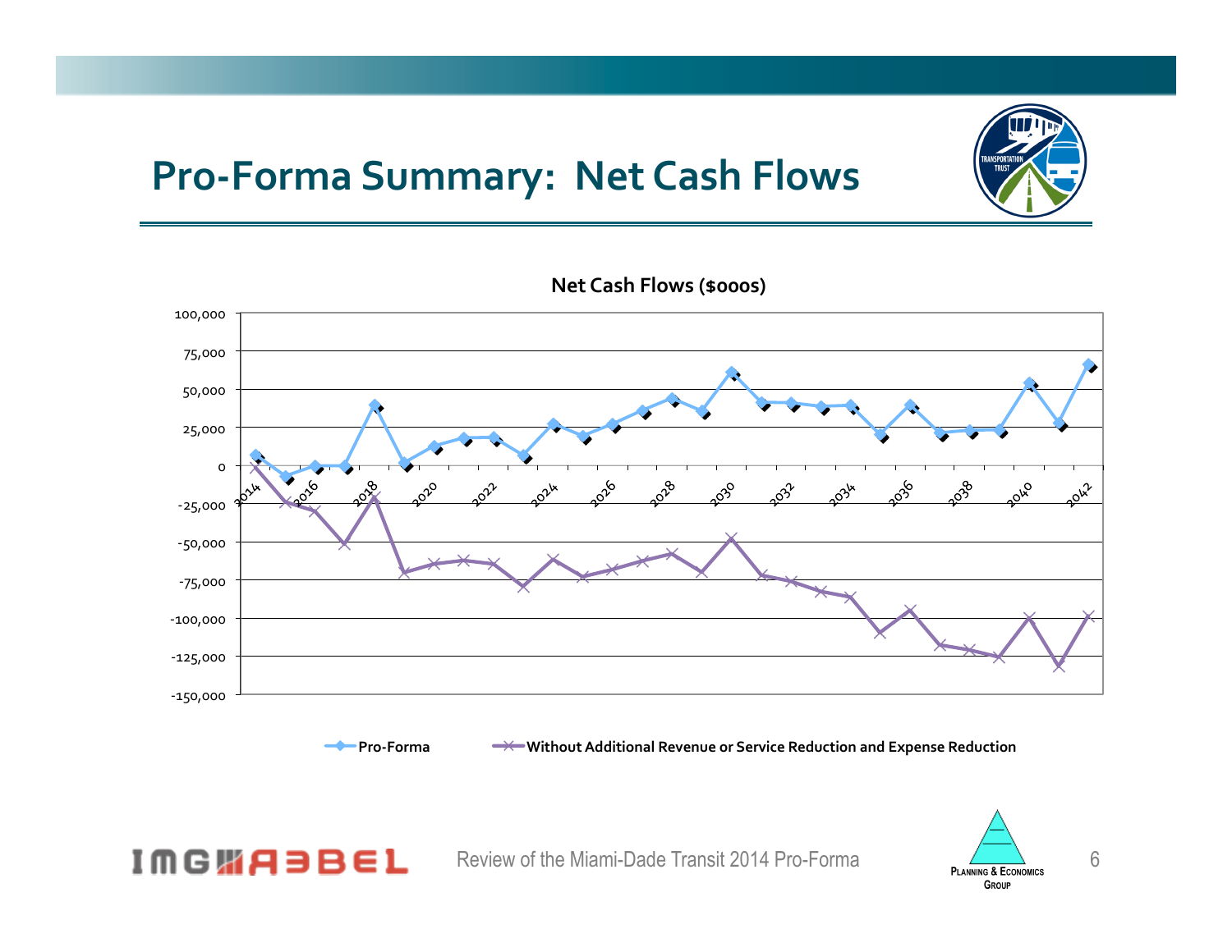# Pro-Forma Summary: Net Cash Flows

**Net Cash Flows ($000s)**

Pro-Forma

Without Additional Revenue or Service Reduction and Expense Reduction

Review of the Miami-Dade Transit 2014 Pro-Forma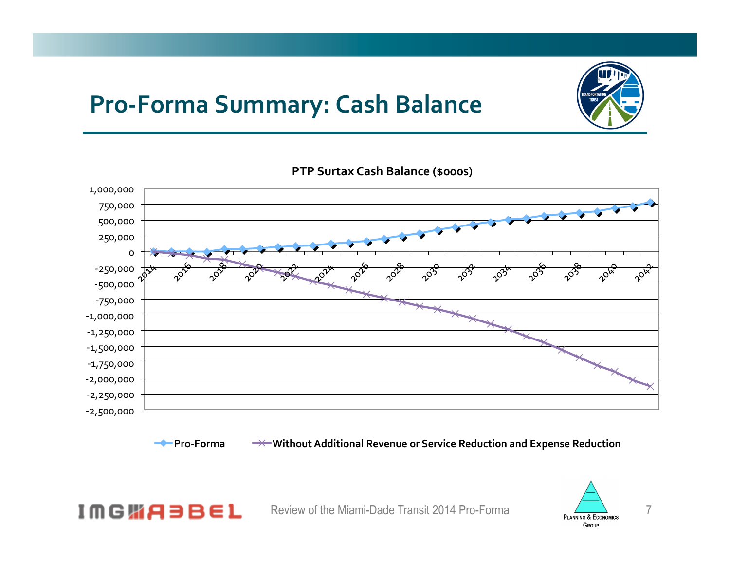# Pro-Forma Summary: Cash Balance

**PTP Surtax Cash Balance ($000s)**

1,000,000
750,000
500,000
250,000
0
-250,000
-500,000
-750,000
-1,000,000
-1,250,000
-1,500,000
-1,750,000
-2,000,000
-2,250,000
-2,500,000

2014 2016 2018 2020 2022 2024 2026 2028 2030 2032 2034 2036 2038 2040 2042

**Pro-Forma** **Without Additional Revenue or Service Reduction and Expense Reduction**

Review of the Miami-Dade Transit 2014 Pro-Forma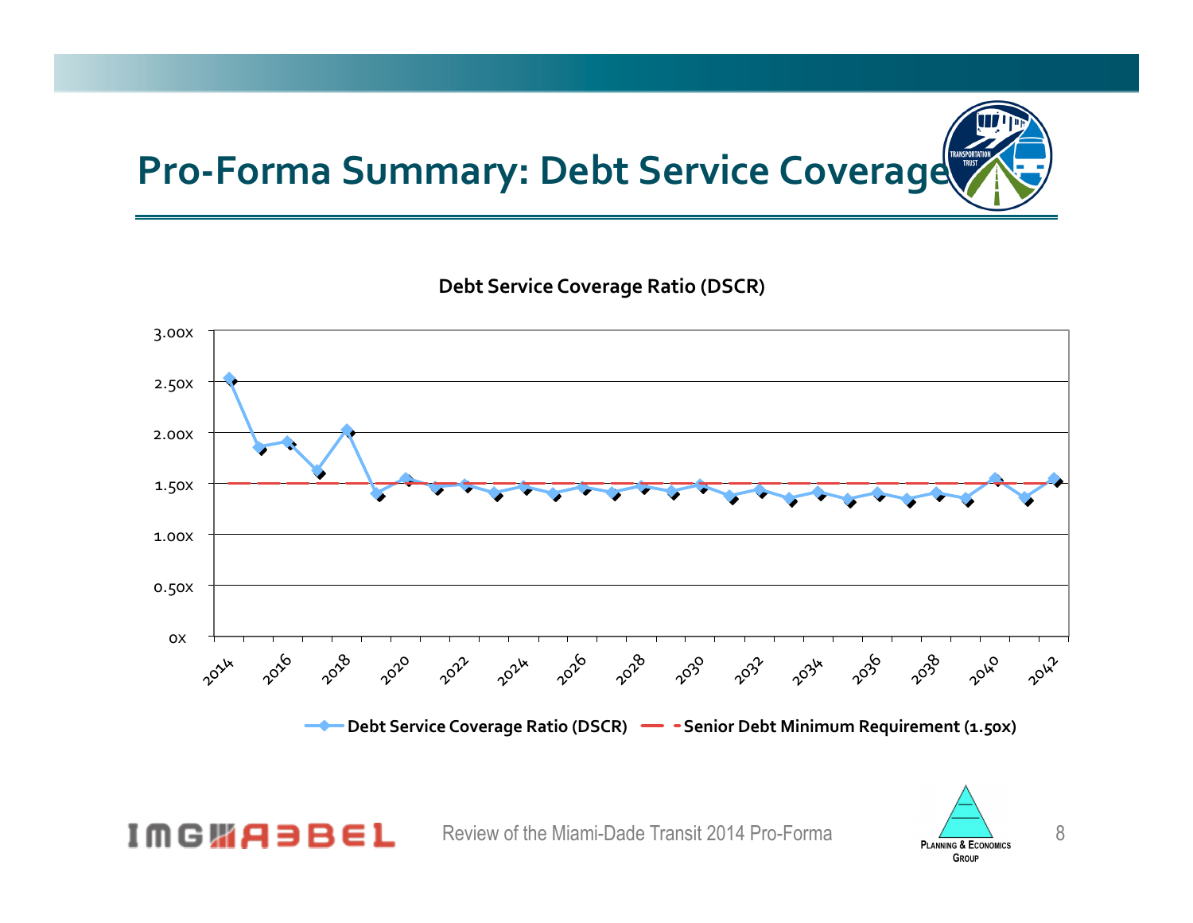# Pro-Forma Summary: Debt Service Coverage

**Debt Service Coverage Ratio (DSCR)**

3.00x
2.50x
2.00x
1.50x
1.00x
0.50x
0x

2014 2016 2018 2020 2022 2024 2026 2028 2030 2032 2034 2036 2038 2040 2042

**Debt Service Coverage Ratio (DSCR)** **Senior Debt Minimum Requirement (1.50x)**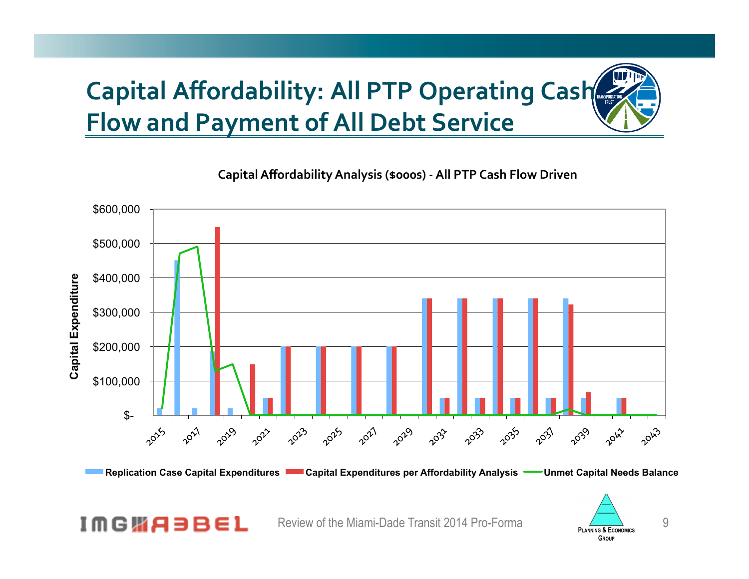# Capital Affordability: All PTP Operating Cash Flow and Payment of All Debt Service

**Capital Affordability Analysis ($000s) - All PTP Cash Flow Driven**

Capital Expenditure

$600,000
$500,000
$400,000
$300,000
$200,000
$100,000
$-

2015 2017 2019 2021 2023 2025 2027 2029 2031 2033 2035 2037 2039 2041 2043

Replication Case Capital Expenditures | Capital Expenditures per Affordability Analysis | Unmet Capital Needs Balance

Review of the Miami-Dade Transit 2014 Pro-Forma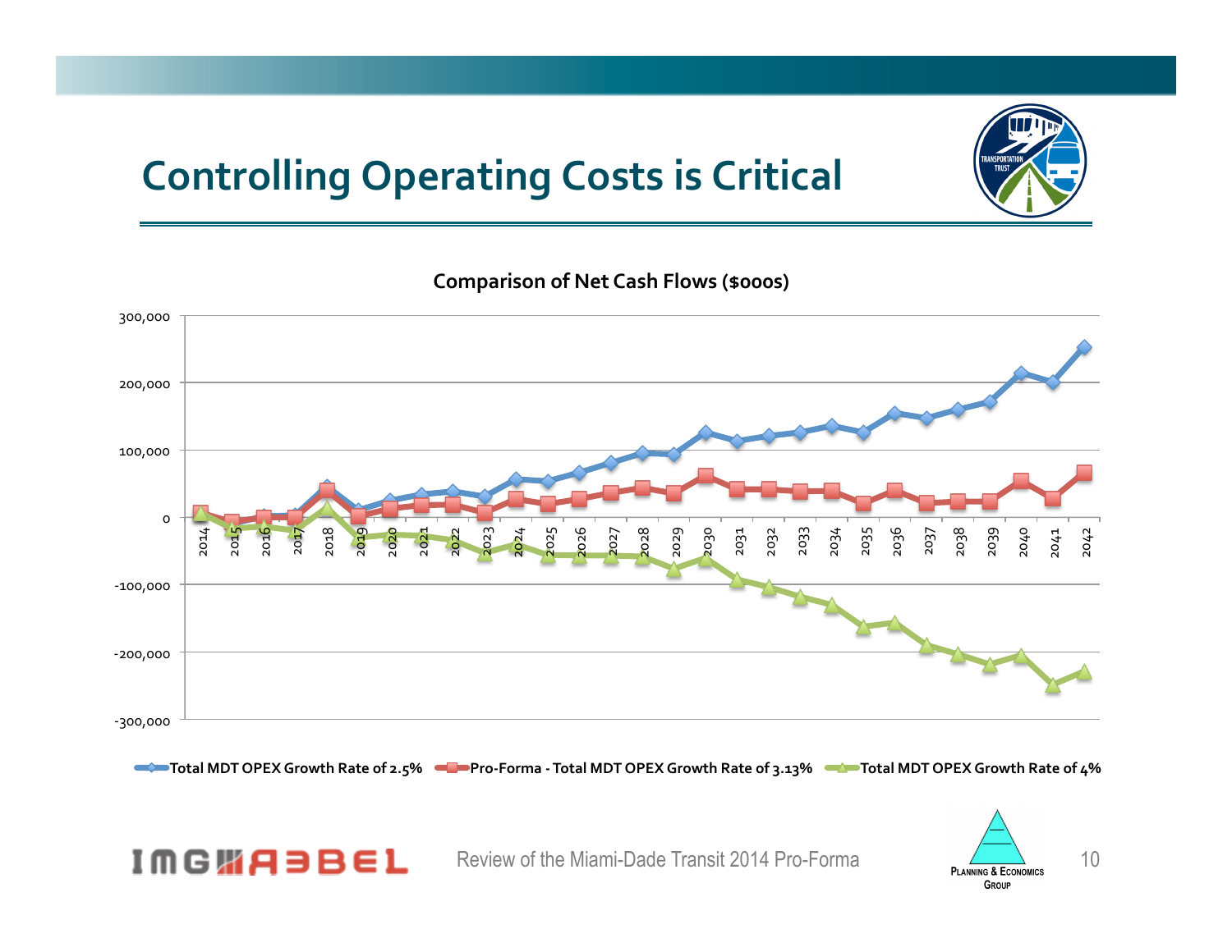# Controlling Operating Costs is Critical

**Comparison of Net Cash Flows ($000s)**

Total MDT OPEX Growth Rate of 2.5% | Pro-Forma - Total MDT OPEX Growth Rate of 3.13% | Total MDT OPEX Growth Rate of 4%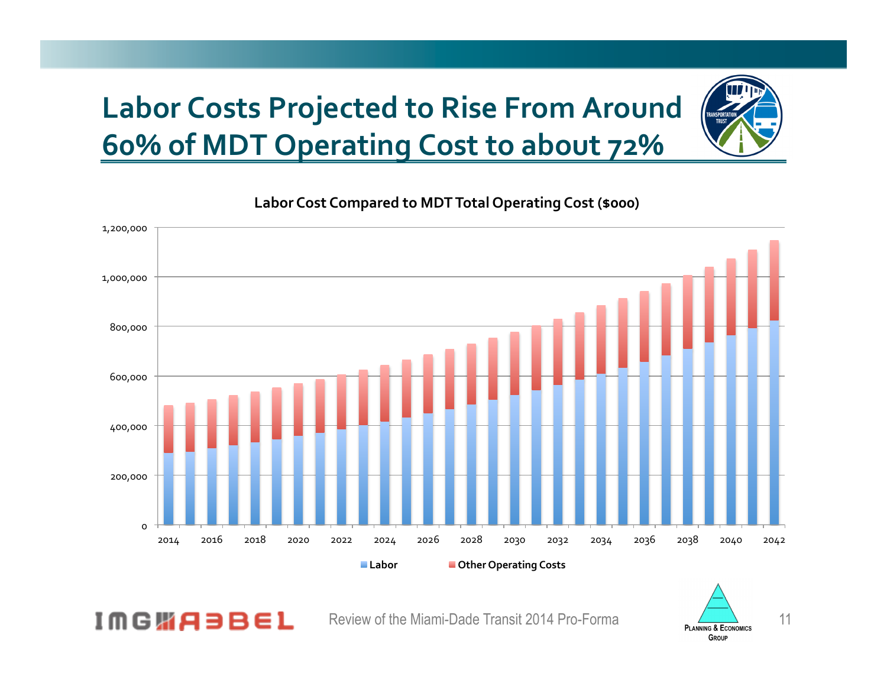# Labor Costs Projected to Rise From Around 60% of MDT Operating Cost to about 72%

**Labor Cost Compared to MDT Total Operating Cost ($000)**

■ Labor ■ Other Operating Costs

Review of the Miami-Dade Transit 2014 Pro-Forma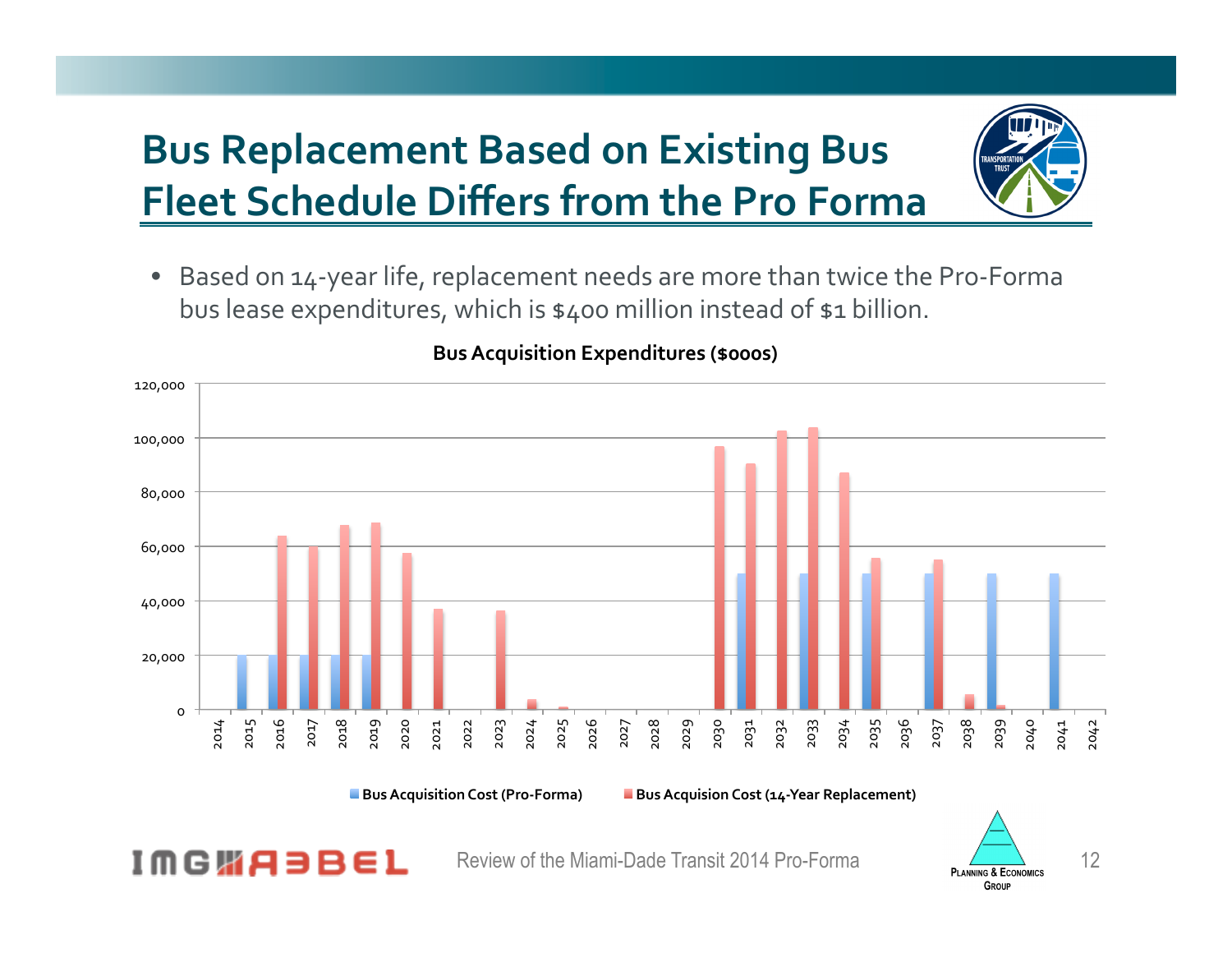# Bus Replacement Based on Existing Bus Fleet Schedule Differs from the Pro Forma

- Based on 14-year life, replacement needs are more than twice the Pro-Forma bus lease expenditures, which is $400 million instead of $1 billion.

**Bus Acquisition Expenditures ($000s)**

■ Bus Acquisition Cost (Pro-Forma) ■ Bus Acquision Cost (14-Year Replacement)

Review of the Miami-Dade Transit 2014 Pro-Forma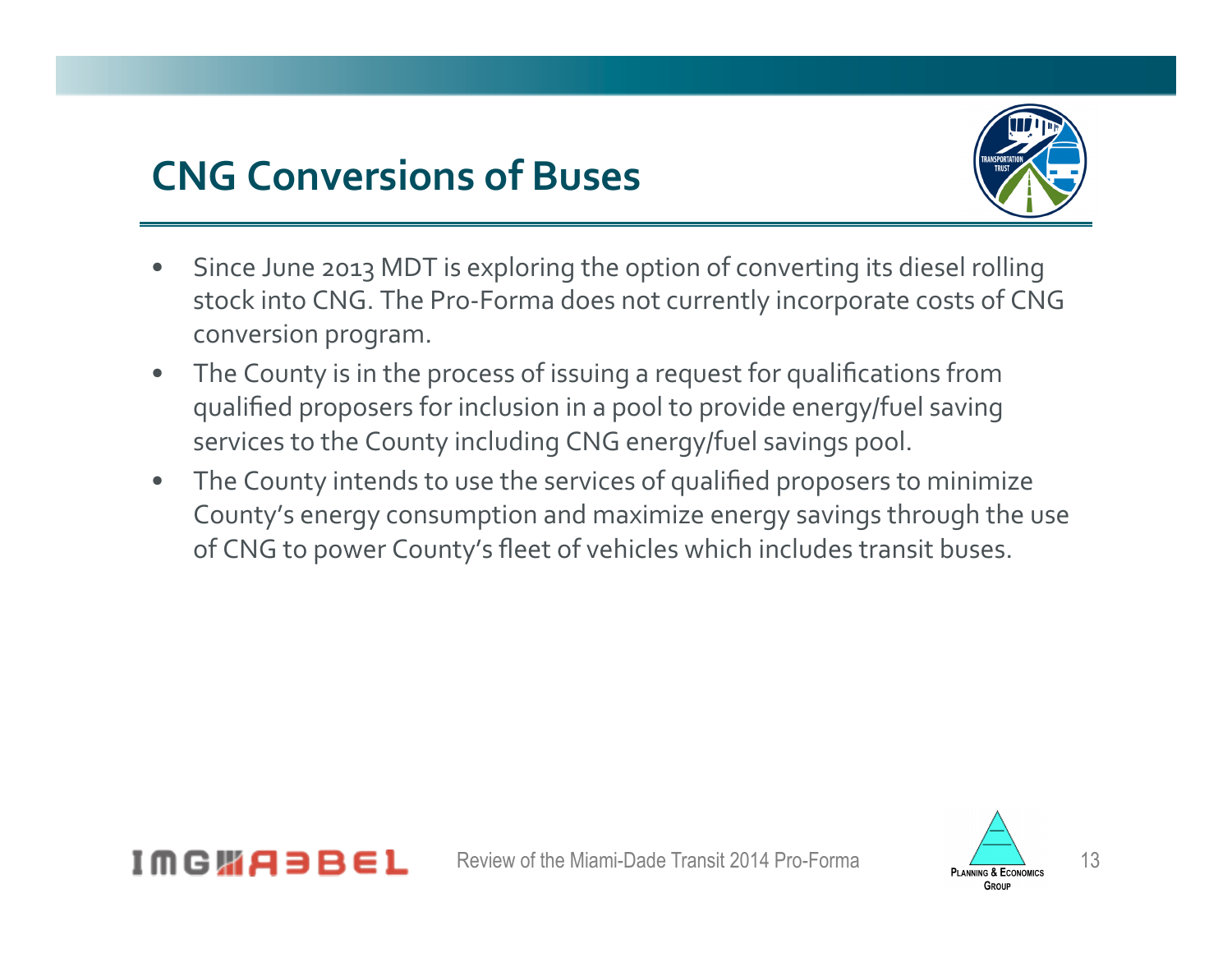# CNG Conversions of Buses

- Since June 2013 MDT is exploring the option of converting its diesel rolling stock into CNG. The Pro-Forma does not currently incorporate costs of CNG conversion program.
- The County is in the process of issuing a request for qualifications from qualified proposers for inclusion in a pool to provide energy/fuel saving services to the County including CNG energy/fuel savings pool.
- The County intends to use the services of qualified proposers to minimize County's energy consumption and maximize energy savings through the use of CNG to power County's fleet of vehicles which includes transit buses.